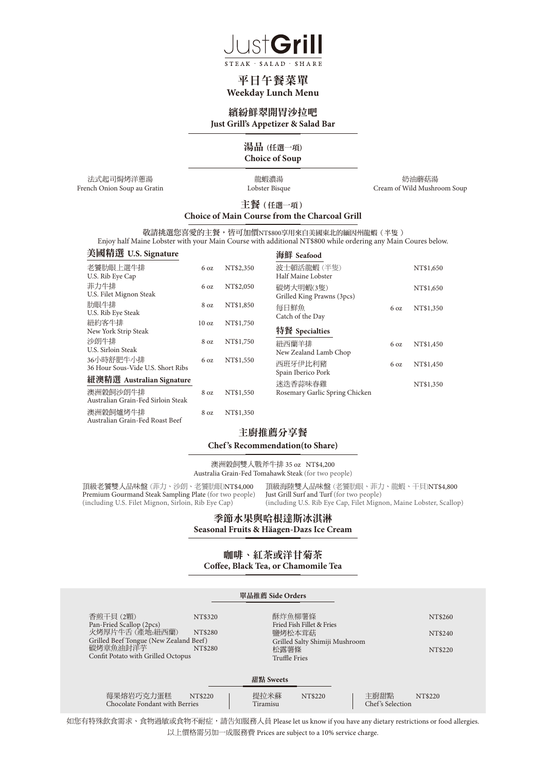# JustGrill

STEAK · SALAD · SHARE

## 平日午餐菜單
**Weekday Lunch Menu**

## 繽紛鮮翠開胃沙拉吧
**Just Grill's Appetizer & Salad Bar**

## 湯品 (任選一項)
**Choice of Soup**

法式起司焗烤洋蔥湯
French Onion Soup au Gratin

龍蝦濃湯
Lobster Bisque

奶油蘑菇湯
Cream of Wild Mushroom Soup

## 主餐 (任選一項)
**Choice of Main Course from the Charcoal Grill**

敬請挑選您喜愛的主餐，皆可加價NT$800享用來自美國東北的緬因州龍蝦 (半隻)
Enjoy half Maine Lobster with your Main Course with additional NT$800 while ordering any Main Coures below.

### 美國精選 U.S. Signature

| 品項 | 份量 | 價格 |
|---|---|---|
| 老饕肋眼上選牛排 U.S. Rib Eye Cap | 6 oz | NT$2,350 |
| 菲力牛排 U.S. Filet Mignon Steak | 6 oz | NT$2,050 |
| 肋眼牛排 U.S. Rib Eye Steak | 8 oz | NT$1,850 |
| 紐約客牛排 New York Strip Steak | 10 oz | NT$1,750 |
| 沙朗牛排 U.S. Sirloin Steak | 8 oz | NT$1,750 |
| 36小時舒肥牛小排 36 Hour Sous-Vide U.S. Short Ribs | 6 oz | NT$1,550 |

### 紐澳精選 Australian Signature

| 品項 | 份量 | 價格 |
|---|---|---|
| 澳洲穀飼沙朗牛排 Australian Grain-Fed Sirloin Steak | 8 oz | NT$1,550 |
| 澳洲穀飼爐烤牛排 Australian Grain-Fed Roast Beef | 8 oz | NT$1,350 |

### 海鮮 Seafood

| 品項 | 份量 | 價格 |
|---|---|---|
| 波士頓活龍蝦 (半隻) Half Maine Lobster | | NT$1,650 |
| 碳烤大明蝦(3隻) Grilled King Prawns (3pcs) | | NT$1,650 |
| 每日鮮魚 Catch of the Day | 6 oz | NT$1,350 |

### 特餐 Specialties

| 品項 | 份量 | 價格 |
|---|---|---|
| 紐西蘭羊排 New Zealand Lamb Chop | 6 oz | NT$1,450 |
| 西班牙伊比利豬 Spain Iberico Pork | 6 oz | NT$1,450 |
| 迷迭香蒜味春雞 Rosemary Garlic Spring Chicken | | NT$1,350 |

## 主廚推薦分享餐
**Chef's Recommendation(to Share)**

澳洲穀飼雙人戰斧牛排 35 oz NT$4,200
Australia Grain-Fed Tomahawk Steak (for two people)

頂級老饕雙人品味盤 (菲力、沙朗、老饕肋眼)NT$4,000
Premium Gourmand Steak Sampling Plate (for two people)
(including U.S. Filet Mignon, Sirloin, Rib Eye Cap)

頂級海陸雙人品味盤 (老饕肋眼、菲力、龍蝦、干貝)NT$4,800
Just Grill Surf and Turf (for two people)
(including U.S. Rib Eye Cap, Filet Mignon, Maine Lobster, Scallop)

## 季節水果與哈根達斯冰淇淋
**Seasonal Fruits & Häagen-Dazs Ice Cream**

## 咖啡、紅茶或洋甘菊茶
**Coffee, Black Tea, or Chamomile Tea**

### 單品推薦 Side Orders

| 品項 | 價格 |
|---|---|
| 香煎干貝 (2顆) Pan-Fried Scallop (2pcs) | NT$320 |
| 火烤厚片牛舌 (產地:紐西蘭) Grilled Beef Tongue (New Zealand Beef) | NT$280 |
| 碳烤章魚油封洋芋 Confit Potato with Grilled Octopus | NT$280 |
| 酥炸魚柳薯條 Fried Fish Fillet & Fries | NT$260 |
| 鹽烤松本茸菇 Grilled Salty Shimiji Mushroom | NT$240 |
| 松露薯條 Truffle Fries | NT$220 |

### 甜點 Sweets

| 品項 | 價格 |
|---|---|
| 莓果熔岩巧克力蛋糕 Chocolate Fondant with Berries | NT$220 |
| 提拉米蘇 Tiramisu | NT$220 |
| 主廚甜點 Chef's Selection | NT$220 |

如您有特殊飲食需求、食物過敏或食物不耐症，請告知服務人員 Please let us know if you have any dietary restrictions or food allergies.
以上價格需另加一成服務費 Prices are subject to a 10% service charge.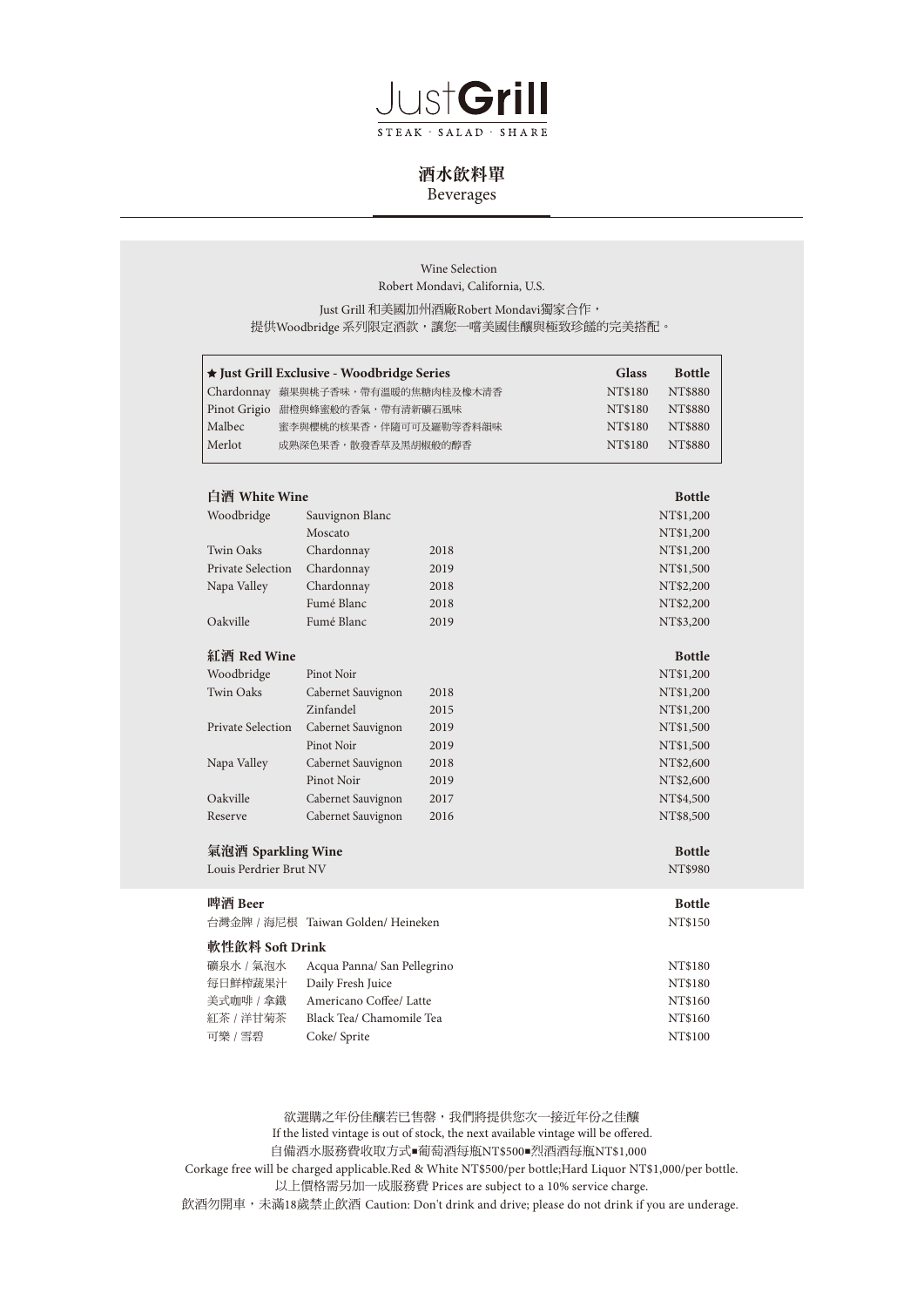# JustGrill

STEAK · SALAD · SHARE

## 酒水飲料單
Beverages

Wine Selection
Robert Mondavi, California, U.S.

Just Grill 和美國加州酒廠Robert Mondavi獨家合作，
提供Woodbridge 系列限定酒款，讓您一嚐美國佳釀與極致珍饈的完美搭配。

| ★ Just Grill Exclusive - Woodbridge Series | | Glass | Bottle |
|---|---|---|---|
| Chardonnay | 蘋果與桃子香味，帶有溫暖的焦糖肉桂及橡木清香 | NT$180 | NT$880 |
| Pinot Grigio | 甜橙與蜂蜜般的香氣，帶有清新礦石風味 | NT$180 | NT$880 |
| Malbec | 蜜李與櫻桃的核果香，伴隨可可及羅勒等香料韻味 | NT$180 | NT$880 |
| Merlot | 成熟深色果香，散發香草及黑胡椒般的醇香 | NT$180 | NT$880 |

### 白酒 White Wine

| | | | Bottle |
|---|---|---|---|
| Woodbridge | Sauvignon Blanc | | NT$1,200 |
| | Moscato | | NT$1,200 |
| Twin Oaks | Chardonnay | 2018 | NT$1,200 |
| Private Selection | Chardonnay | 2019 | NT$1,500 |
| Napa Valley | Chardonnay | 2018 | NT$2,200 |
| | Fumé Blanc | 2018 | NT$2,200 |
| Oakville | Fumé Blanc | 2019 | NT$3,200 |

### 紅酒 Red Wine

| | | | Bottle |
|---|---|---|---|
| Woodbridge | Pinot Noir | | NT$1,200 |
| Twin Oaks | Cabernet Sauvignon | 2018 | NT$1,200 |
| | Zinfandel | 2015 | NT$1,200 |
| Private Selection | Cabernet Sauvignon | 2019 | NT$1,500 |
| | Pinot Noir | 2019 | NT$1,500 |
| Napa Valley | Cabernet Sauvignon | 2018 | NT$2,600 |
| | Pinot Noir | 2019 | NT$2,600 |
| Oakville | Cabernet Sauvignon | 2017 | NT$4,500 |
| Reserve | Cabernet Sauvignon | 2016 | NT$8,500 |

### 氣泡酒 Sparkling Wine

| | Bottle |
|---|---|
| Louis Perdrier Brut NV | NT$980 |

### 啤酒 Beer

| | Bottle |
|---|---|
| 台灣金牌 / 海尼根 Taiwan Golden/ Heineken | NT$150 |

### 軟性飲料 Soft Drink

| | | |
|---|---|---|
| 礦泉水 / 氣泡水 | Acqua Panna/ San Pellegrino | NT$180 |
| 每日鮮榨蔬果汁 | Daily Fresh Juice | NT$180 |
| 美式咖啡 / 拿鐵 | Americano Coffee/ Latte | NT$160 |
| 紅茶 / 洋甘菊茶 | Black Tea/ Chamomile Tea | NT$160 |
| 可樂 / 雪碧 | Coke/ Sprite | NT$100 |

欲選購之年份佳釀若已售罄，我們將提供您次一接近年份之佳釀
If the listed vintage is out of stock, the next available vintage will be offered.
自備酒水服務費收取方式■葡萄酒每瓶NT$500■烈酒酒每瓶NT$1,000
Corkage free will be charged applicable.Red & White NT$500/per bottle;Hard Liquor NT$1,000/per bottle.
以上價格需另加一成服務費 Prices are subject to a 10% service charge.
飲酒勿開車，未滿18歲禁止飲酒 Caution: Don't drink and drive; please do not drink if you are underage.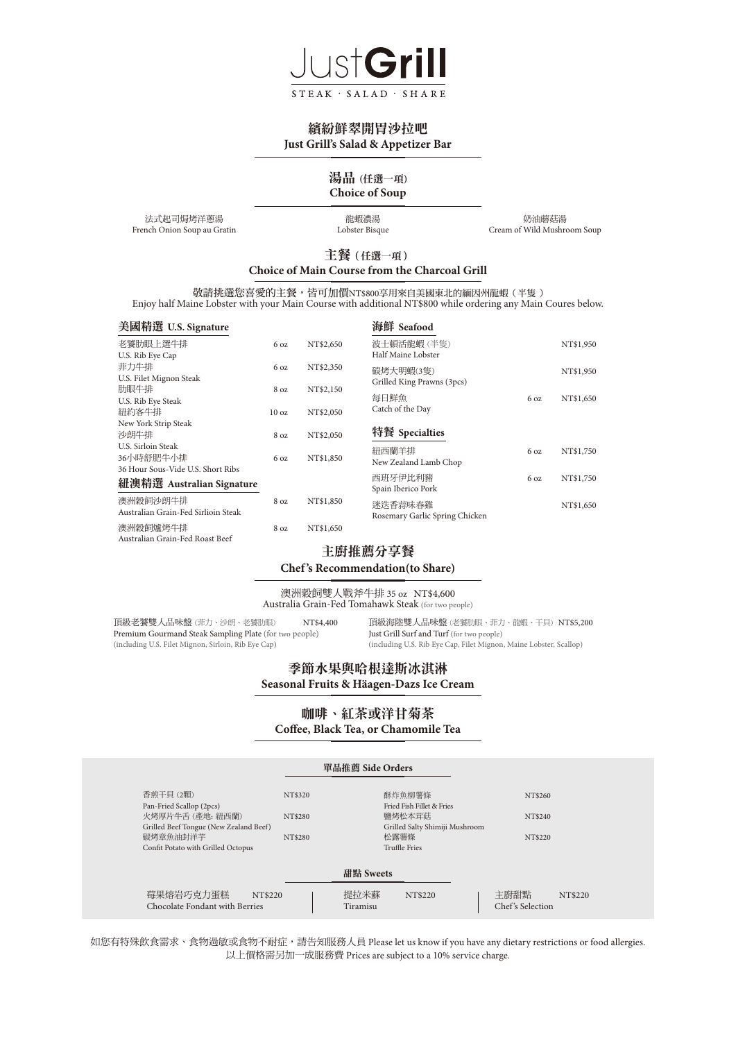# JustGrill

STEAK · SALAD · SHARE

## 繽紛鮮翠開胃沙拉吧
**Just Grill's Salad & Appetizer Bar**

## 湯品 (任選一項)
**Choice of Soup**

| | | |
|---|---|---|
| 法式起司焗烤洋蔥湯<br>French Onion Soup au Gratin | 龍蝦濃湯<br>Lobster Bisque | 奶油蘑菇湯<br>Cream of Wild Mushroom Soup |

## 主餐 (任選一項)
**Choice of Main Course from the Charcoal Grill**

敬請挑選您喜愛的主餐，皆可加價NT$800享用來自美國東北的緬因州龍蝦 (半隻)
Enjoy half Maine Lobster with your Main Course with additional NT$800 while ordering any Main Coures below.

### 美國精選 U.S. Signature

| | | |
|---|---|---|
| 老饕肋眼上選牛排<br>U.S. Rib Eye Cap | 6 oz | NT$2,650 |
| 菲力牛排<br>U.S. Filet Mignon Steak | 6 oz | NT$2,350 |
| 肋眼牛排<br>U.S. Rib Eye Steak | 8 oz | NT$2,150 |
| 紐約客牛排<br>New York Strip Steak | 10 oz | NT$2,050 |
| 沙朗牛排<br>U.S. Sirloin Steak | 8 oz | NT$2,050 |
| 36小時舒肥牛小排<br>36 Hour Sous-Vide U.S. Short Ribs | 6 oz | NT$1,850 |

### 紐澳精選 Australian Signature

| | | |
|---|---|---|
| 澳洲穀飼沙朗牛排<br>Australian Grain-Fed Sirlioin Steak | 8 oz | NT$1,850 |
| 澳洲穀飼爐烤牛排<br>Australian Grain-Fed Roast Beef | 8 oz | NT$1,650 |

### 海鮮 Seafood

| | | |
|---|---|---|
| 波士頓活龍蝦 (半隻)<br>Half Maine Lobster | | NT$1,950 |
| 碳烤大明蝦(3隻)<br>Grilled King Prawns (3pcs) | | NT$1,950 |
| 每日鮮魚<br>Catch of the Day | 6 oz | NT$1,650 |

### 特餐 Specialties

| | | |
|---|---|---|
| 紐西蘭羊排<br>New Zealand Lamb Chop | 6 oz | NT$1,750 |
| 西班牙伊比利豬<br>Spain Iberico Pork | 6 oz | NT$1,750 |
| 迷迭香蒜味春雞<br>Rosemary Garlic Spring Chicken | | NT$1,650 |

## 主廚推薦分享餐
**Chef's Recommendation(to Share)**

澳洲穀飼雙人戰斧牛排 35 oz NT$4,600
Australia Grain-Fed Tomahawk Steak (for two people)

頂級老饕雙人品味盤 (菲力、沙朗、老饕肋眼) NT$4,400
Premium Gourmand Steak Sampling Plate (for two people)
(including U.S. Filet Mignon, Sirloin, Rib Eye Cap)

頂級海陸雙人品味盤 (老饕肋眼、菲力、龍蝦、干貝) NT$5,200
Just Grill Surf and Turf (for two people)
(including U.S. Rib Eye Cap, Filet Mignon, Maine Lobster, Scallop)

## 季節水果與哈根達斯冰淇淋
**Seasonal Fruits & Häagen-Dazs Ice Cream**

## 咖啡、紅茶或洋甘菊茶
**Coffee, Black Tea, or Chamomile Tea**

### 單品推薦 Side Orders

| | | | |
|---|---|---|---|
| 香煎干貝 (2顆)<br>Pan-Fried Scallop (2pcs) | NT$320 | 酥炸魚柳薯條<br>Fried Fish Fillet & Fries | NT$260 |
| 火烤厚片牛舌 (產地: 紐西蘭)<br>Grilled Beef Tongue (New Zealand Beef) | NT$280 | 鹽烤松本茸菇<br>Grilled Salty Shimiji Mushroom | NT$240 |
| 碳烤章魚油封洋芋<br>Confit Potato with Grilled Octopus | NT$280 | 松露薯條<br>Truffle Fries | NT$220 |

### 甜點 Sweets

| | | | | | |
|---|---|---|---|---|---|
| 莓果熔岩巧克力蛋糕<br>Chocolate Fondant with Berries | NT$220 | 提拉米蘇<br>Tiramisu | NT$220 | 主廚甜點<br>Chef's Selection | NT$220 |

如您有特殊飲食需求、食物過敏或食物不耐症，請告知服務人員 Please let us know if you have any dietary restrictions or food allergies.
以上價格需另加一成服務費 Prices are subject to a 10% service charge.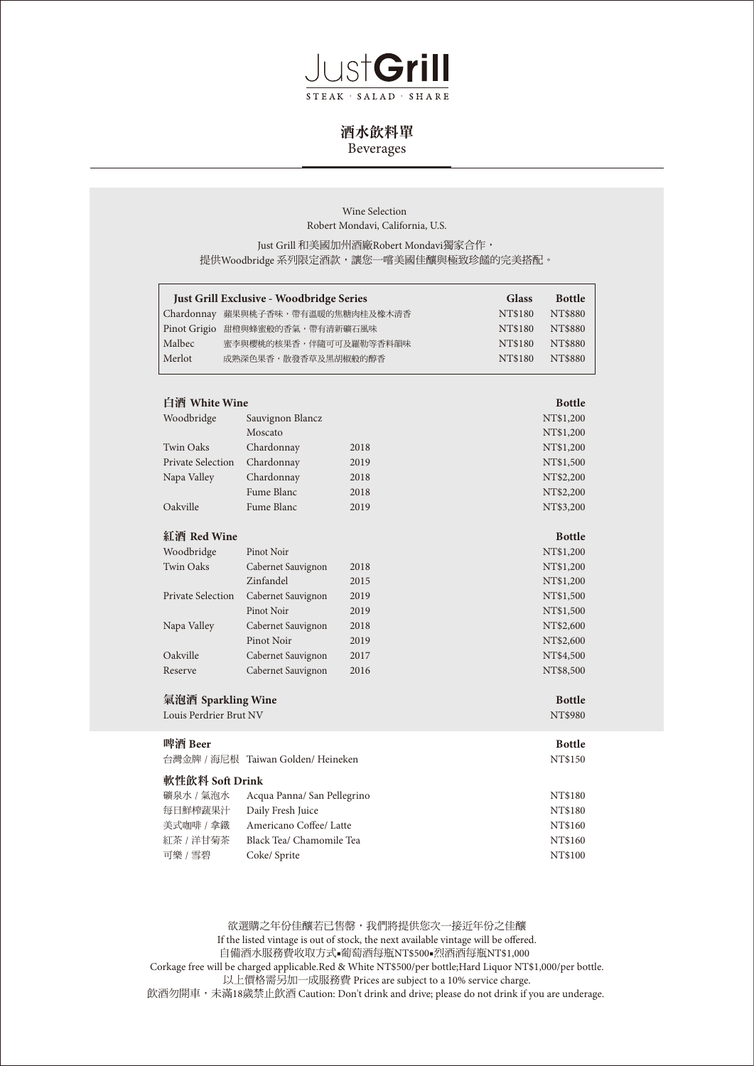# JustGrill

STEAK · SALAD · SHARE

## 酒水飲料單
Beverages

Wine Selection
Robert Mondavi, California, U.S.

Just Grill 和美國加州酒廠Robert Mondavi獨家合作，
提供Woodbridge 系列限定酒款，讓您一嚐美國佳釀與極致珍饈的完美搭配。

| Just Grill Exclusive - Woodbridge Series | | Glass | Bottle |
|---|---|---|---|
| Chardonnay | 蘋果與桃子香味，帶有溫暖的焦糖肉桂及橡木清香 | NT$180 | NT$880 |
| Pinot Grigio | 甜橙與蜂蜜般的香氣，帶有清新礦石風味 | NT$180 | NT$880 |
| Malbec | 蜜李與櫻桃的核果香，伴隨可可及羅勒等香料韻味 | NT$180 | NT$880 |
| Merlot | 成熟深色果香，散發香草及黑胡椒般的醇香 | NT$180 | NT$880 |

### 白酒 White Wine

| | | | Bottle |
|---|---|---|---|
| Woodbridge | Sauvignon Blancz | | NT$1,200 |
| | Moscato | | NT$1,200 |
| Twin Oaks | Chardonnay | 2018 | NT$1,200 |
| Private Selection | Chardonnay | 2019 | NT$1,500 |
| Napa Valley | Chardonnay | 2018 | NT$2,200 |
| | Fume Blanc | 2018 | NT$2,200 |
| Oakville | Fume Blanc | 2019 | NT$3,200 |

### 紅酒 Red Wine

| | | | Bottle |
|---|---|---|---|
| Woodbridge | Pinot Noir | | NT$1,200 |
| Twin Oaks | Cabernet Sauvignon | 2018 | NT$1,200 |
| | Zinfandel | 2015 | NT$1,200 |
| Private Selection | Cabernet Sauvignon | 2019 | NT$1,500 |
| | Pinot Noir | 2019 | NT$1,500 |
| Napa Valley | Cabernet Sauvignon | 2018 | NT$2,600 |
| | Pinot Noir | 2019 | NT$2,600 |
| Oakville | Cabernet Sauvignon | 2017 | NT$4,500 |
| Reserve | Cabernet Sauvignon | 2016 | NT$8,500 |

### 氣泡酒 Sparkling Wine

| | Bottle |
|---|---|
| Louis Perdrier Brut NV | NT$980 |

### 啤酒 Beer

| | Bottle |
|---|---|
| 台灣金牌 / 海尼根 Taiwan Golden/ Heineken | NT$150 |

### 軟性飲料 Soft Drink

| | | |
|---|---|---|
| 礦泉水 / 氣泡水 | Acqua Panna/ San Pellegrino | NT$180 |
| 每日鮮榨蔬果汁 | Daily Fresh Juice | NT$180 |
| 美式咖啡 / 拿鐵 | Americano Coffee/ Latte | NT$160 |
| 紅茶 / 洋甘菊茶 | Black Tea/ Chamomile Tea | NT$160 |
| 可樂 / 雪碧 | Coke/ Sprite | NT$100 |

欲選購之年份佳釀若已售罄，我們將提供您次一接近年份之佳釀
If the listed vintage is out of stock, the next available vintage will be offered.
自備酒水服務費收取方式▪葡萄酒每瓶NT$500▪烈酒酒每瓶NT$1,000
Corkage free will be charged applicable.Red & White NT$500/per bottle;Hard Liquor NT$1,000/per bottle.
以上價格需另加一成服務費 Prices are subject to a 10% service charge.
飲酒勿開車，未滿18歲禁止飲酒 Caution: Don't drink and drive; please do not drink if you are underage.